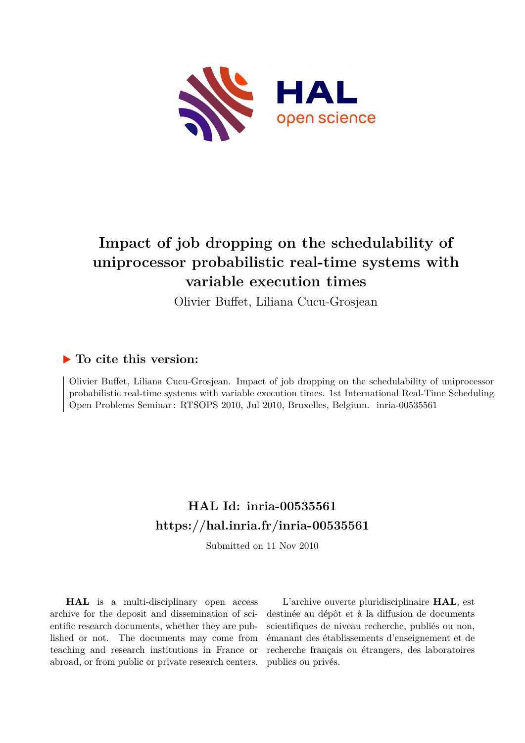# Impact of job dropping on the schedulability of uniprocessor probabilistic real-time systems with variable execution times

Olivier Buffet, Liliana Cucu-Grosjean

## ▶ To cite this version:

Olivier Buffet, Liliana Cucu-Grosjean. Impact of job dropping on the schedulability of uniprocessor probabilistic real-time systems with variable execution times. 1st International Real-Time Scheduling Open Problems Seminar : RTSOPS 2010, Jul 2010, Bruxelles, Belgium. inria-00535561

## HAL Id: inria-00535561

## https://hal.inria.fr/inria-00535561

Submitted on 11 Nov 2010

**HAL** is a multi-disciplinary open access archive for the deposit and dissemination of scientific research documents, whether they are published or not. The documents may come from teaching and research institutions in France or abroad, or from public or private research centers.

L'archive ouverte pluridisciplinaire **HAL**, est destinée au dépôt et à la diffusion de documents scientifiques de niveau recherche, publiés ou non, émanant des établissements d'enseignement et de recherche français ou étrangers, des laboratoires publics ou privés.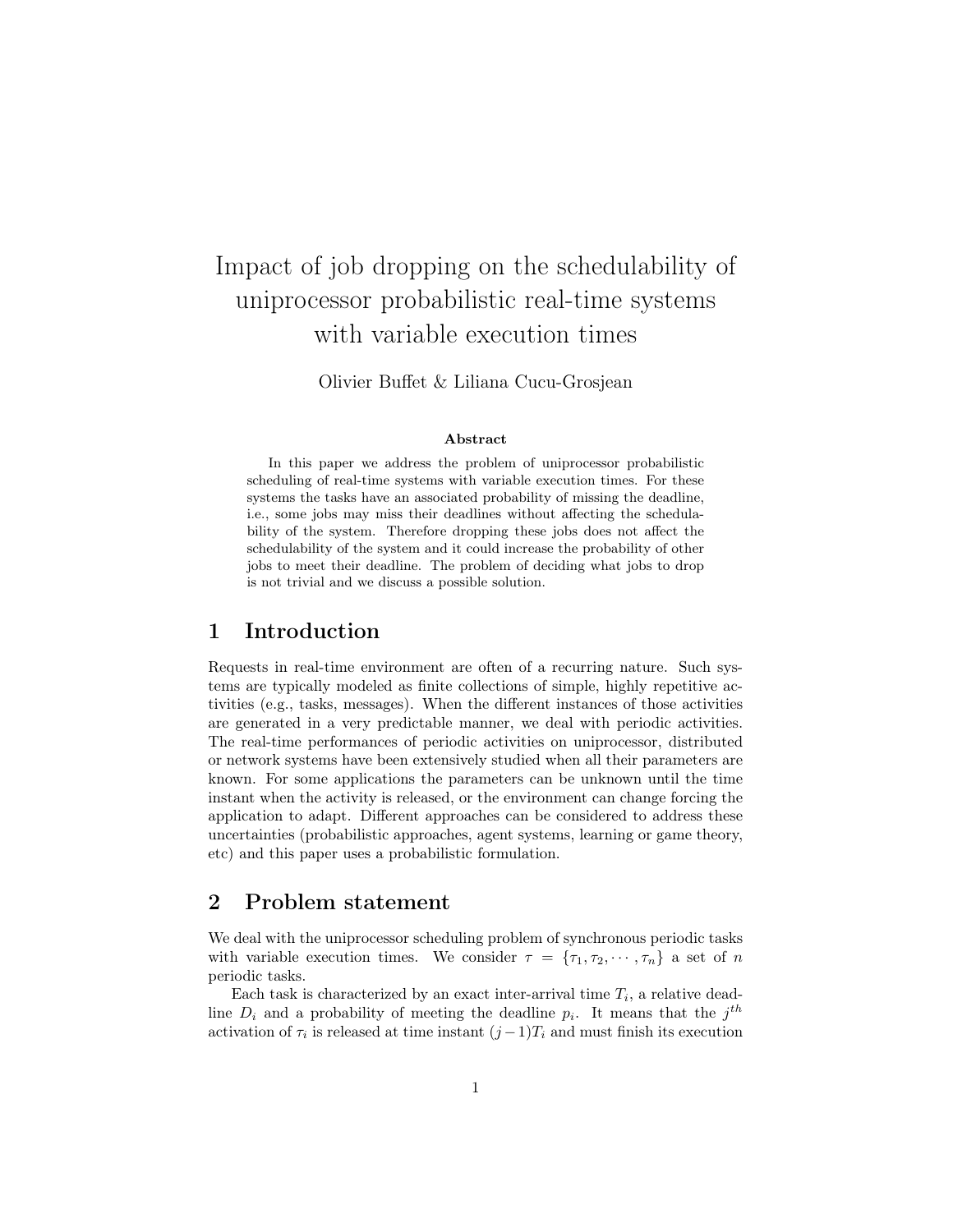# Impact of job dropping on the schedulability of uniprocessor probabilistic real-time systems with variable execution times

Olivier Buffet & Liliana Cucu-Grosjean

**Abstract**

In this paper we address the problem of uniprocessor probabilistic scheduling of real-time systems with variable execution times. For these systems the tasks have an associated probability of missing the deadline, i.e., some jobs may miss their deadlines without affecting the schedulability of the system. Therefore dropping these jobs does not affect the schedulability of the system and it could increase the probability of other jobs to meet their deadline. The problem of deciding what jobs to drop is not trivial and we discuss a possible solution.

## 1 Introduction

Requests in real-time environment are often of a recurring nature. Such systems are typically modeled as finite collections of simple, highly repetitive activities (e.g., tasks, messages). When the different instances of those activities are generated in a very predictable manner, we deal with periodic activities. The real-time performances of periodic activities on uniprocessor, distributed or network systems have been extensively studied when all their parameters are known. For some applications the parameters can be unknown until the time instant when the activity is released, or the environment can change forcing the application to adapt. Different approaches can be considered to address these uncertainties (probabilistic approaches, agent systems, learning or game theory, etc) and this paper uses a probabilistic formulation.

## 2 Problem statement

We deal with the uniprocessor scheduling problem of synchronous periodic tasks with variable execution times. We consider $\tau = \{\tau_1, \tau_2, \cdots, \tau_n\}$ a set of $n$ periodic tasks.

Each task is characterized by an exact inter-arrival time $T_i$, a relative deadline $D_i$ and a probability of meeting the deadline $p_i$. It means that the $j^{th}$ activation of $\tau_i$ is released at time instant $(j-1)T_i$ and must finish its execution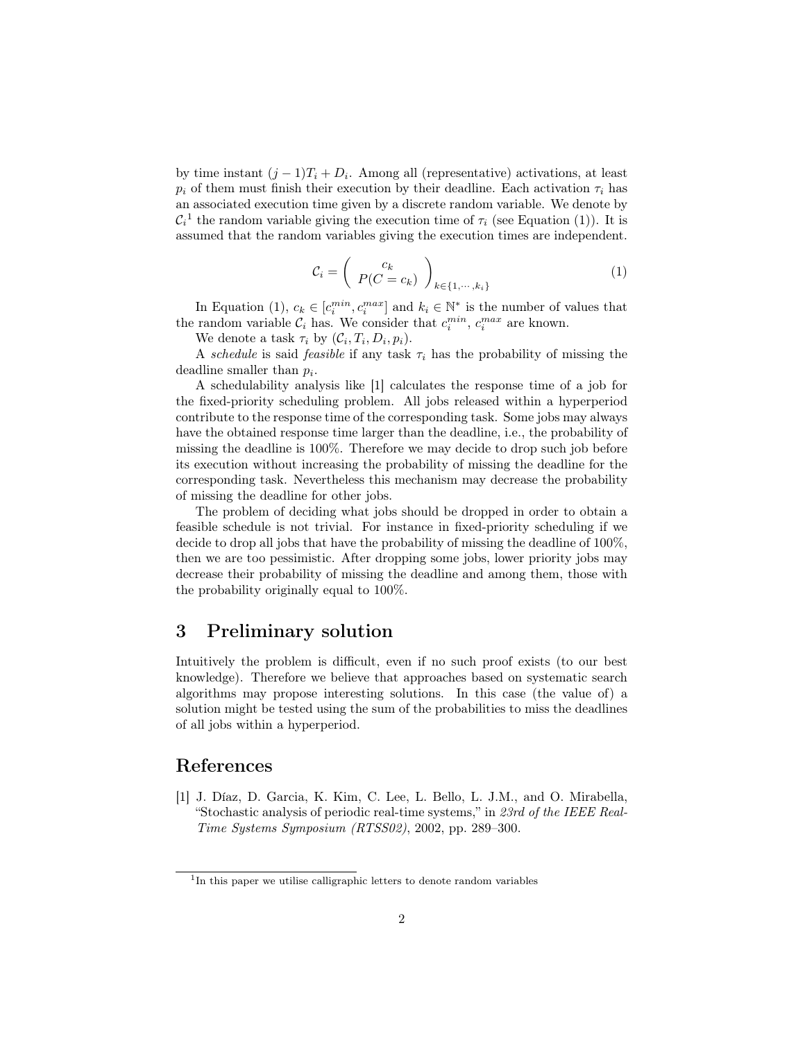by time instant $(j-1)T_i + D_i$. Among all (representative) activations, at least $p_i$ of them must finish their execution by their deadline. Each activation $\tau_i$ has an associated execution time given by a discrete random variable. We denote by $\mathcal{C}_i$[1] the random variable giving the execution time of $\tau_i$ (see Equation (1)). It is assumed that the random variables giving the execution times are independent.

$$\mathcal{C}_i = \left( \begin{array}{c} c_k \\ P(C = c_k) \end{array} \right)_{k \in \{1, \cdots, k_i\}} \tag{1}$$

In Equation (1), $c_k \in [c_i^{min}, c_i^{max}]$ and $k_i \in \mathbb{N}^*$ is the number of values that the random variable $\mathcal{C}_i$ has. We consider that $c_i^{min}$, $c_i^{max}$ are known.

We denote a task $\tau_i$ by $(\mathcal{C}_i, T_i, D_i, p_i)$.

A *schedule* is said *feasible* if any task $\tau_i$ has the probability of missing the deadline smaller than $p_i$.

A schedulability analysis like [1] calculates the response time of a job for the fixed-priority scheduling problem. All jobs released within a hyperperiod contribute to the response time of the corresponding task. Some jobs may always have the obtained response time larger than the deadline, i.e., the probability of missing the deadline is 100%. Therefore we may decide to drop such job before its execution without increasing the probability of missing the deadline for the corresponding task. Nevertheless this mechanism may decrease the probability of missing the deadline for other jobs.

The problem of deciding what jobs should be dropped in order to obtain a feasible schedule is not trivial. For instance in fixed-priority scheduling if we decide to drop all jobs that have the probability of missing the deadline of 100%, then we are too pessimistic. After dropping some jobs, lower priority jobs may decrease their probability of missing the deadline and among them, those with the probability originally equal to 100%.

## 3 Preliminary solution

Intuitively the problem is difficult, even if no such proof exists (to our best knowledge). Therefore we believe that approaches based on systematic search algorithms may propose interesting solutions. In this case (the value of) a solution might be tested using the sum of the probabilities to miss the deadlines of all jobs within a hyperperiod.

## References

[1] J. Díaz, D. Garcia, K. Kim, C. Lee, L. Bello, L. J.M., and O. Mirabella, "Stochastic analysis of periodic real-time systems," in *23rd of the IEEE Real-Time Systems Symposium (RTSS02)*, 2002, pp. 289–300.

[1] In this paper we utilise calligraphic letters to denote random variables